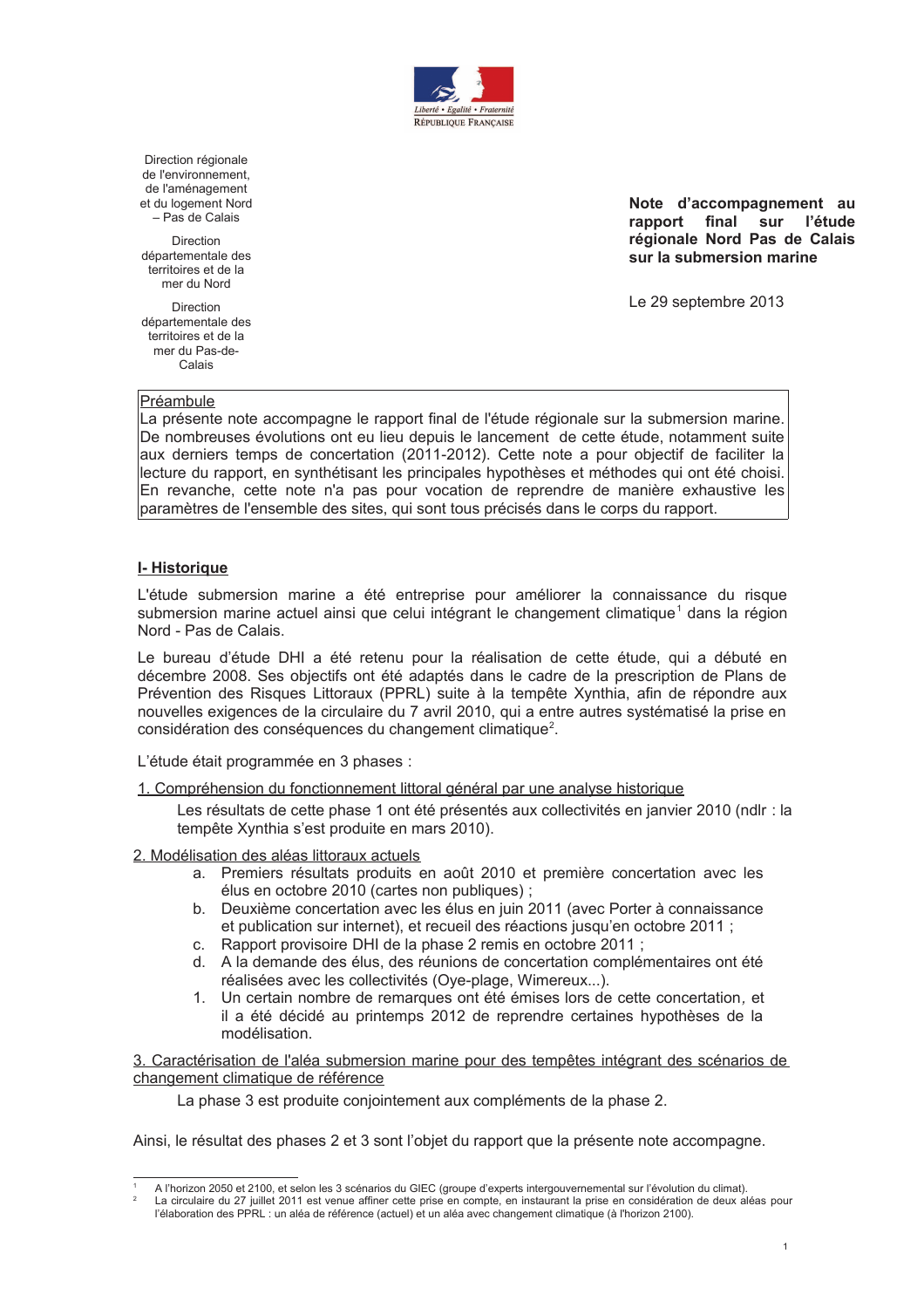Liberté • Égalité • Fraternité
RÉPUBLIQUE FRANÇAISE

Direction régionale de l'environnement, de l'aménagement et du logement Nord – Pas de Calais

Direction départementale des territoires et de la mer du Nord

Direction départementale des territoires et de la mer du Pas-de-Calais

**Note d'accompagnement au rapport final sur l'étude régionale Nord Pas de Calais sur la submersion marine**

Le 29 septembre 2013

> Préambule
> La présente note accompagne le rapport final de l'étude régionale sur la submersion marine. De nombreuses évolutions ont eu lieu depuis le lancement de cette étude, notamment suite aux derniers temps de concertation (2011-2012). Cette note a pour objectif de faciliter la lecture du rapport, en synthétisant les principales hypothèses et méthodes qui ont été choisi. En revanche, cette note n'a pas pour vocation de reprendre de manière exhaustive les paramètres de l'ensemble des sites, qui sont tous précisés dans le corps du rapport.

## I- Historique

L'étude submersion marine a été entreprise pour améliorer la connaissance du risque submersion marine actuel ainsi que celui intégrant le changement climatique[1] dans la région Nord - Pas de Calais.

Le bureau d'étude DHI a été retenu pour la réalisation de cette étude, qui a débuté en décembre 2008. Ses objectifs ont été adaptés dans le cadre de la prescription de Plans de Prévention des Risques Littoraux (PPRL) suite à la tempête Xynthia, afin de répondre aux nouvelles exigences de la circulaire du 7 avril 2010, qui a entre autres systématisé la prise en considération des conséquences du changement climatique[2].

L'étude était programmée en 3 phases :

1. Compréhension du fonctionnement littoral général par une analyse historique

   Les résultats de cette phase 1 ont été présentés aux collectivités en janvier 2010 (ndlr : la tempête Xynthia s'est produite en mars 2010).

2. Modélisation des aléas littoraux actuels
   a. Premiers résultats produits en août 2010 et première concertation avec les élus en octobre 2010 (cartes non publiques) ;
   b. Deuxième concertation avec les élus en juin 2011 (avec Porter à connaissance et publication sur internet), et recueil des réactions jusqu'en octobre 2011 ;
   c. Rapport provisoire DHI de la phase 2 remis en octobre 2011 ;
   d. A la demande des élus, des réunions de concertation complémentaires ont été réalisées avec les collectivités (Oye-plage, Wimereux...).
   1. Un certain nombre de remarques ont été émises lors de cette concertation, et il a été décidé au printemps 2012 de reprendre certaines hypothèses de la modélisation.

3. Caractérisation de l'aléa submersion marine pour des tempêtes intégrant des scénarios de changement climatique de référence

   La phase 3 est produite conjointement aux compléments de la phase 2.

Ainsi, le résultat des phases 2 et 3 sont l'objet du rapport que la présente note accompagne.

---

[1] A l'horizon 2050 et 2100, et selon les 3 scénarios du GIEC (groupe d'experts intergouvernemental sur l'évolution du climat).

[2] La circulaire du 27 juillet 2011 est venue affiner cette prise en compte, en instaurant la prise en considération de deux aléas pour l'élaboration des PPRL : un aléa de référence (actuel) et un aléa avec changement climatique (à l'horizon 2100).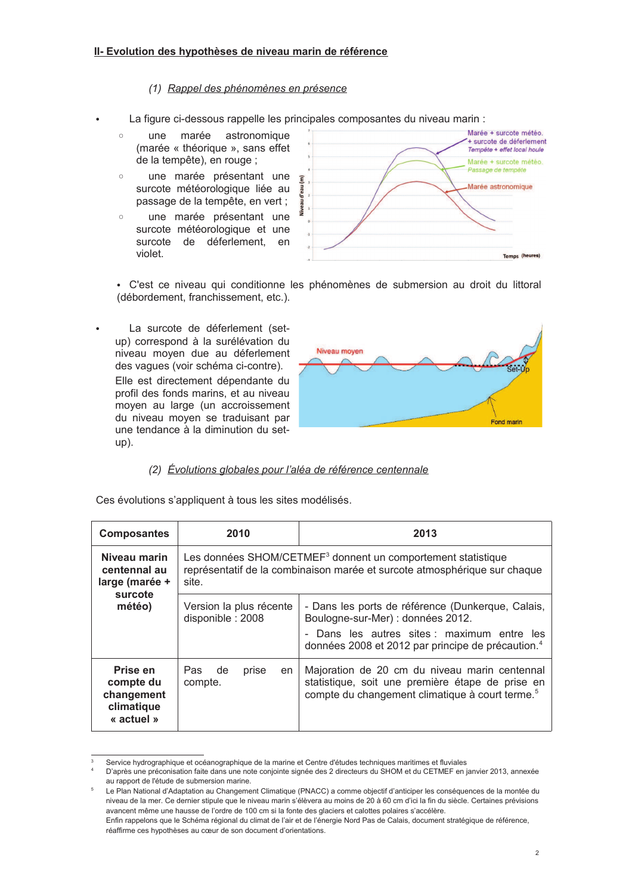## II- Evolution des hypothèses de niveau marin de référence

### *(1) Rappel des phénomènes en présence*

- La figure ci-dessous rappelle les principales composantes du niveau marin :
  - une marée astronomique (marée « théorique », sans effet de la tempête), en rouge ;
  - une marée présentant une surcote météorologique liée au passage de la tempête, en vert ;
  - une marée présentant une surcote météorologique et une surcote de déferlement, en violet.

- C'est ce niveau qui conditionne les phénomènes de submersion au droit du littoral (débordement, franchissement, etc.).

- La surcote de déferlement (set-up) correspond à la surélévation du niveau moyen due au déferlement des vagues (voir schéma ci-contre). Elle est directement dépendante du profil des fonds marins, et au niveau moyen au large (un accroissement du niveau moyen se traduisant par une tendance à la diminution du set-up).

### *(2) Évolutions globales pour l'aléa de référence centennale*

Ces évolutions s'appliquent à tous les sites modélisés.

| Composantes | 2010 | 2013 |
|---|---|---|
| **Niveau marin centennal au large (marée + surcote météo)** | Les données SHOM/CETMEF[3] donnent un comportement statistique représentatif de la combinaison marée et surcote atmosphérique sur chaque site. | |
| | Version la plus récente disponible : 2008 | - Dans les ports de référence (Dunkerque, Calais, Boulogne-sur-Mer) : données 2012.<br>- Dans les autres sites : maximum entre les données 2008 et 2012 par principe de précaution.[4] |
| **Prise en compte du changement climatique « actuel »** | Pas de prise en compte. | Majoration de 20 cm du niveau marin centennal statistique, soit une première étape de prise en compte du changement climatique à court terme.[5] |

---

[3] Service hydrographique et océanographique de la marine et Centre d'études techniques maritimes et fluviales

[4] D'après une préconisation faite dans une note conjointe signée des 2 directeurs du SHOM et du CETMEF en janvier 2013, annexée au rapport de l'étude de submersion marine.

[5] Le Plan National d'Adaptation au Changement Climatique (PNACC) a comme objectif d'anticiper les conséquences de la montée du niveau de la mer. Ce dernier stipule que le niveau marin s'élèvera au moins de 20 à 60 cm d'ici la fin du siècle. Certaines prévisions avancent même une hausse de l'ordre de 100 cm si la fonte des glaciers et calottes polaires s'accélère.
Enfin rappelons que le Schéma régional du climat de l'air et de l'énergie Nord Pas de Calais, document stratégique de référence, réaffirme ces hypothèses au cœur de son document d'orientations.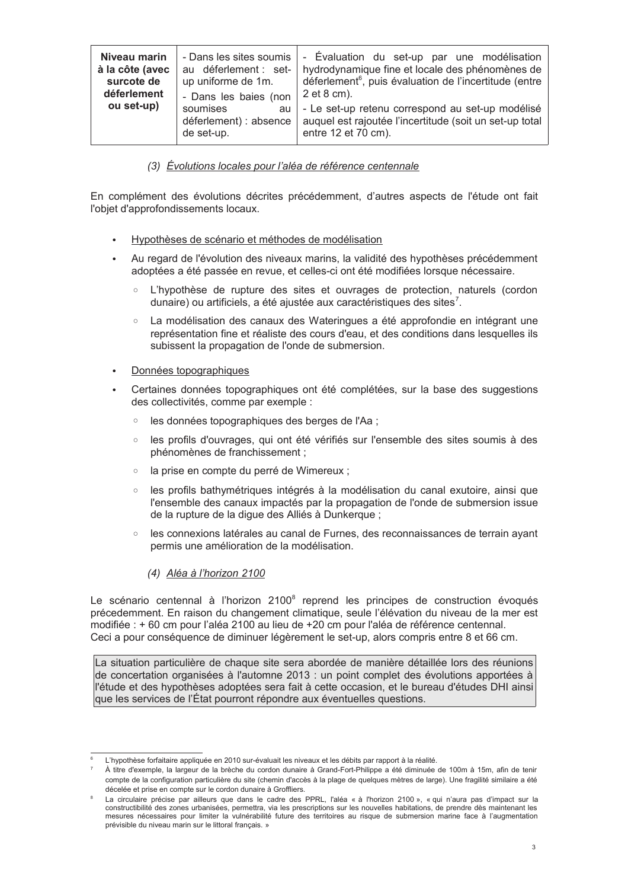| | | |
|---|---|---|
| **Niveau marin à la côte (avec surcote de déferlement ou set-up)** | - Dans les sites soumis au déferlement : set-up uniforme de 1m.<br>- Dans les baies (non soumises au déferlement) : absence de set-up. | - Évaluation du set-up par une modélisation hydrodynamique fine et locale des phénomènes de déferlement[6], puis évaluation de l'incertitude (entre 2 et 8 cm).<br>- Le set-up retenu correspond au set-up modélisé auquel est rajoutée l'incertitude (soit un set-up total entre 12 et 70 cm). |

*(3) Évolutions locales pour l'aléa de référence centennale*

En complément des évolutions décrites précédemment, d'autres aspects de l'étude ont fait l'objet d'approfondissements locaux.

- Hypothèses de scénario et méthodes de modélisation
- Au regard de l'évolution des niveaux marins, la validité des hypothèses précédemment adoptées a été passée en revue, et celles-ci ont été modifiées lorsque nécessaire.
  - L'hypothèse de rupture des sites et ouvrages de protection, naturels (cordon dunaire) ou artificiels, a été ajustée aux caractéristiques des sites[7].
  - La modélisation des canaux des Wateringues a été approfondie en intégrant une représentation fine et réaliste des cours d'eau, et des conditions dans lesquelles ils subissent la propagation de l'onde de submersion.
- Données topographiques
- Certaines données topographiques ont été complétées, sur la base des suggestions des collectivités, comme par exemple :
  - les données topographiques des berges de l'Aa ;
  - les profils d'ouvrages, qui ont été vérifiés sur l'ensemble des sites soumis à des phénomènes de franchissement ;
  - la prise en compte du perré de Wimereux ;
  - les profils bathymétriques intégrés à la modélisation du canal exutoire, ainsi que l'ensemble des canaux impactés par la propagation de l'onde de submersion issue de la rupture de la digue des Alliés à Dunkerque ;
  - les connexions latérales au canal de Furnes, des reconnaissances de terrain ayant permis une amélioration de la modélisation.

*(4) Aléa à l'horizon 2100*

Le scénario centennal à l'horizon 2100[8] reprend les principes de construction évoqués précedemment. En raison du changement climatique, seule l'élévation du niveau de la mer est modifiée : + 60 cm pour l'aléa 2100 au lieu de +20 cm pour l'aléa de référence centennal.
Ceci a pour conséquence de diminuer légèrement le set-up, alors compris entre 8 et 66 cm.

La situation particulière de chaque site sera abordée de manière détaillée lors des réunions de concertation organisées à l'automne 2013 : un point complet des évolutions apportées à l'étude et des hypothèses adoptées sera fait à cette occasion, et le bureau d'études DHI ainsi que les services de l'État pourront répondre aux éventuelles questions.

---

[6] L'hypothèse forfaitaire appliquée en 2010 sur-évaluait les niveaux et les débits par rapport à la réalité.

[7] À titre d'exemple, la largeur de la brèche du cordon dunaire à Grand-Fort-Philippe a été diminuée de 100m à 15m, afin de tenir compte de la configuration particulière du site (chemin d'accès à la plage de quelques mètres de large). Une fragilité similaire a été décelée et prise en compte sur le cordon dunaire à Groffliers.

[8] La circulaire précise par ailleurs que dans le cadre des PPRL, l'aléa « à l'horizon 2100 », « qui n'aura pas d'impact sur la constructibilité des zones urbanisées, permettra, via les prescriptions sur les nouvelles habitations, de prendre dès maintenant les mesures nécessaires pour limiter la vulnérabilité future des territoires au risque de submersion marine face à l'augmentation prévisible du niveau marin sur le littoral français. »